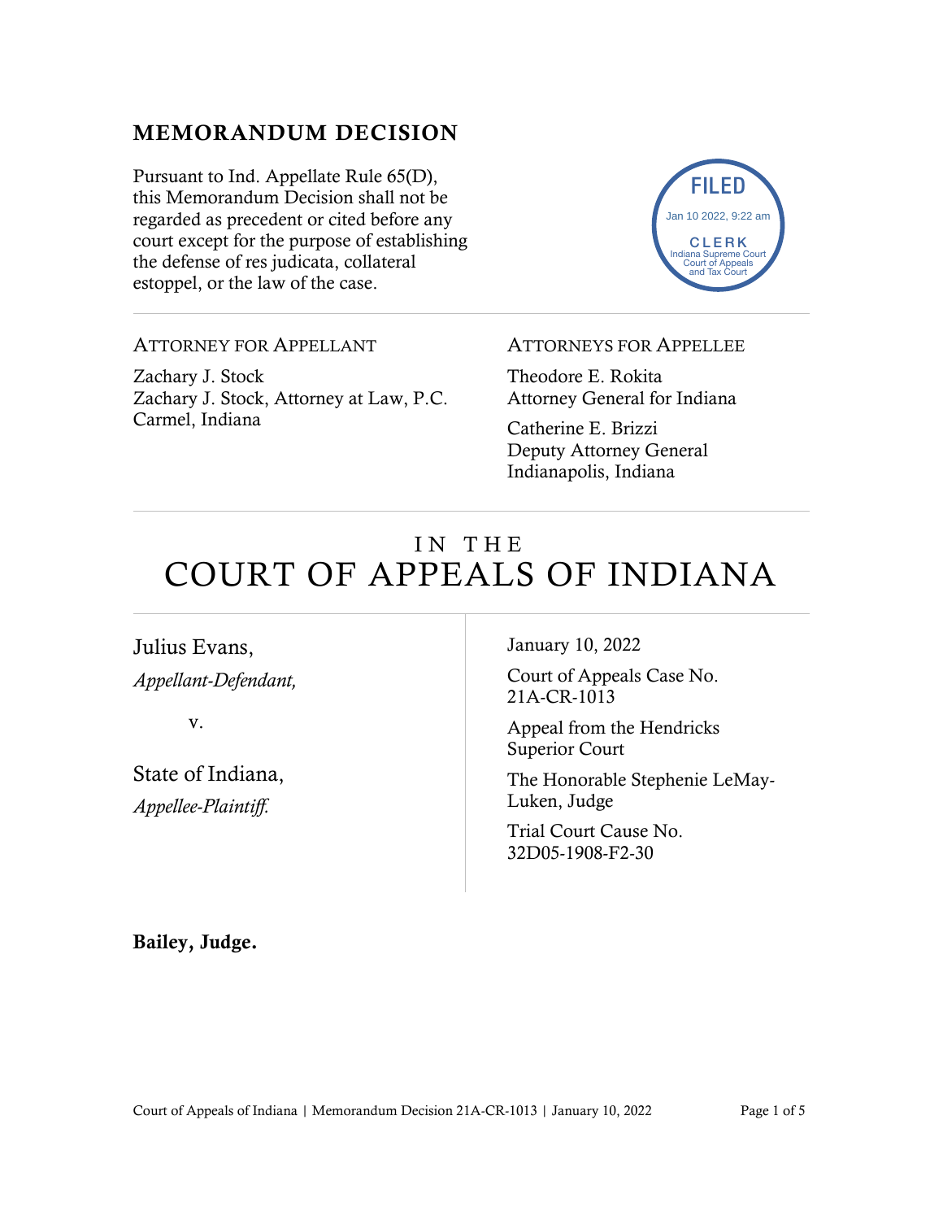# MEMORANDUM DECISION

Pursuant to Ind. Appellate Rule 65(D), this Memorandum Decision shall not be regarded as precedent or cited before any court except for the purpose of establishing the defense of res judicata, collateral estoppel, or the law of the case.

FILED
Jan 10 2022, 9:22 am
CLERK
Indiana Supreme Court
Court of Appeals
and Tax Court

---

ATTORNEY FOR APPELLANT

Zachary J. Stock
Zachary J. Stock, Attorney at Law, P.C.
Carmel, Indiana

ATTORNEYS FOR APPELLEE

Theodore E. Rokita
Attorney General for Indiana

Catherine E. Brizzi
Deputy Attorney General
Indianapolis, Indiana

---

# IN THE COURT OF APPEALS OF INDIANA

---

Julius Evans,
*Appellant-Defendant,*

v.

State of Indiana,
*Appellee-Plaintiff.*

January 10, 2022

Court of Appeals Case No. 21A-CR-1013

Appeal from the Hendricks Superior Court

The Honorable Stephenie LeMay-Luken, Judge

Trial Court Cause No. 32D05-1908-F2-30

**Bailey, Judge.**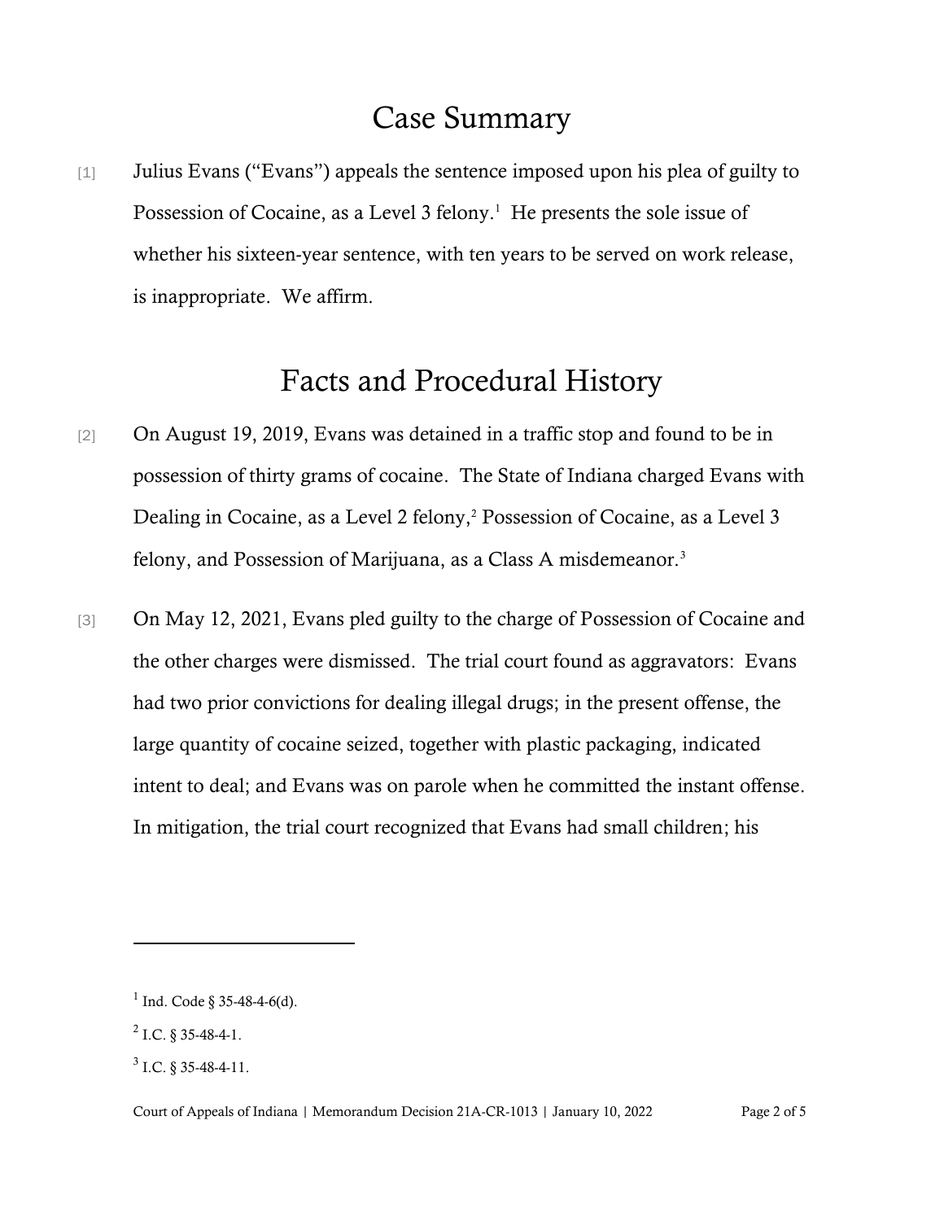# Case Summary

[1] Julius Evans ("Evans") appeals the sentence imposed upon his plea of guilty to Possession of Cocaine, as a Level 3 felony.[1] He presents the sole issue of whether his sixteen-year sentence, with ten years to be served on work release, is inappropriate. We affirm.

# Facts and Procedural History

[2] On August 19, 2019, Evans was detained in a traffic stop and found to be in possession of thirty grams of cocaine. The State of Indiana charged Evans with Dealing in Cocaine, as a Level 2 felony,[2] Possession of Cocaine, as a Level 3 felony, and Possession of Marijuana, as a Class A misdemeanor.[3]

[3] On May 12, 2021, Evans pled guilty to the charge of Possession of Cocaine and the other charges were dismissed. The trial court found as aggravators: Evans had two prior convictions for dealing illegal drugs; in the present offense, the large quantity of cocaine seized, together with plastic packaging, indicated intent to deal; and Evans was on parole when he committed the instant offense. In mitigation, the trial court recognized that Evans had small children; his

---

[1] Ind. Code § 35-48-4-6(d).

[2] I.C. § 35-48-4-1.

[3] I.C. § 35-48-4-11.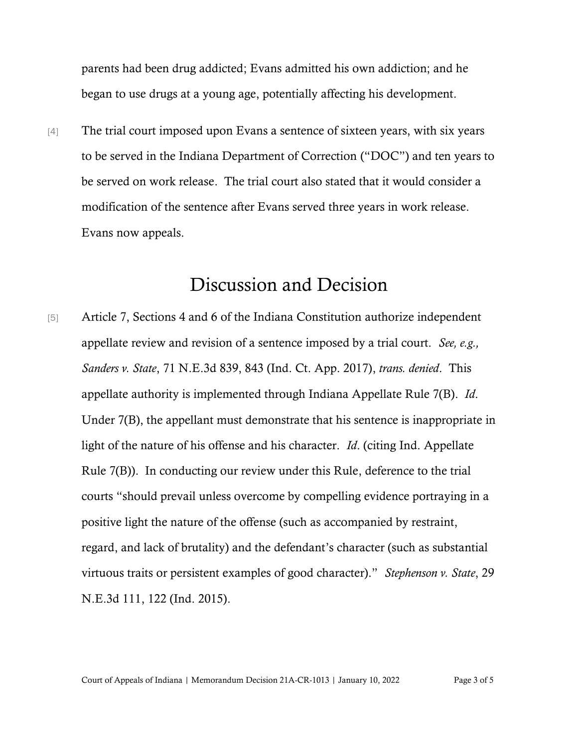parents had been drug addicted; Evans admitted his own addiction; and he began to use drugs at a young age, potentially affecting his development.

[4] The trial court imposed upon Evans a sentence of sixteen years, with six years to be served in the Indiana Department of Correction ("DOC") and ten years to be served on work release. The trial court also stated that it would consider a modification of the sentence after Evans served three years in work release. Evans now appeals.

# Discussion and Decision

[5] Article 7, Sections 4 and 6 of the Indiana Constitution authorize independent appellate review and revision of a sentence imposed by a trial court. *See, e.g., Sanders v. State*, 71 N.E.3d 839, 843 (Ind. Ct. App. 2017), *trans. denied*. This appellate authority is implemented through Indiana Appellate Rule 7(B). *Id*. Under 7(B), the appellant must demonstrate that his sentence is inappropriate in light of the nature of his offense and his character. *Id*. (citing Ind. Appellate Rule 7(B)). In conducting our review under this Rule, deference to the trial courts "should prevail unless overcome by compelling evidence portraying in a positive light the nature of the offense (such as accompanied by restraint, regard, and lack of brutality) and the defendant's character (such as substantial virtuous traits or persistent examples of good character)." *Stephenson v. State*, 29 N.E.3d 111, 122 (Ind. 2015).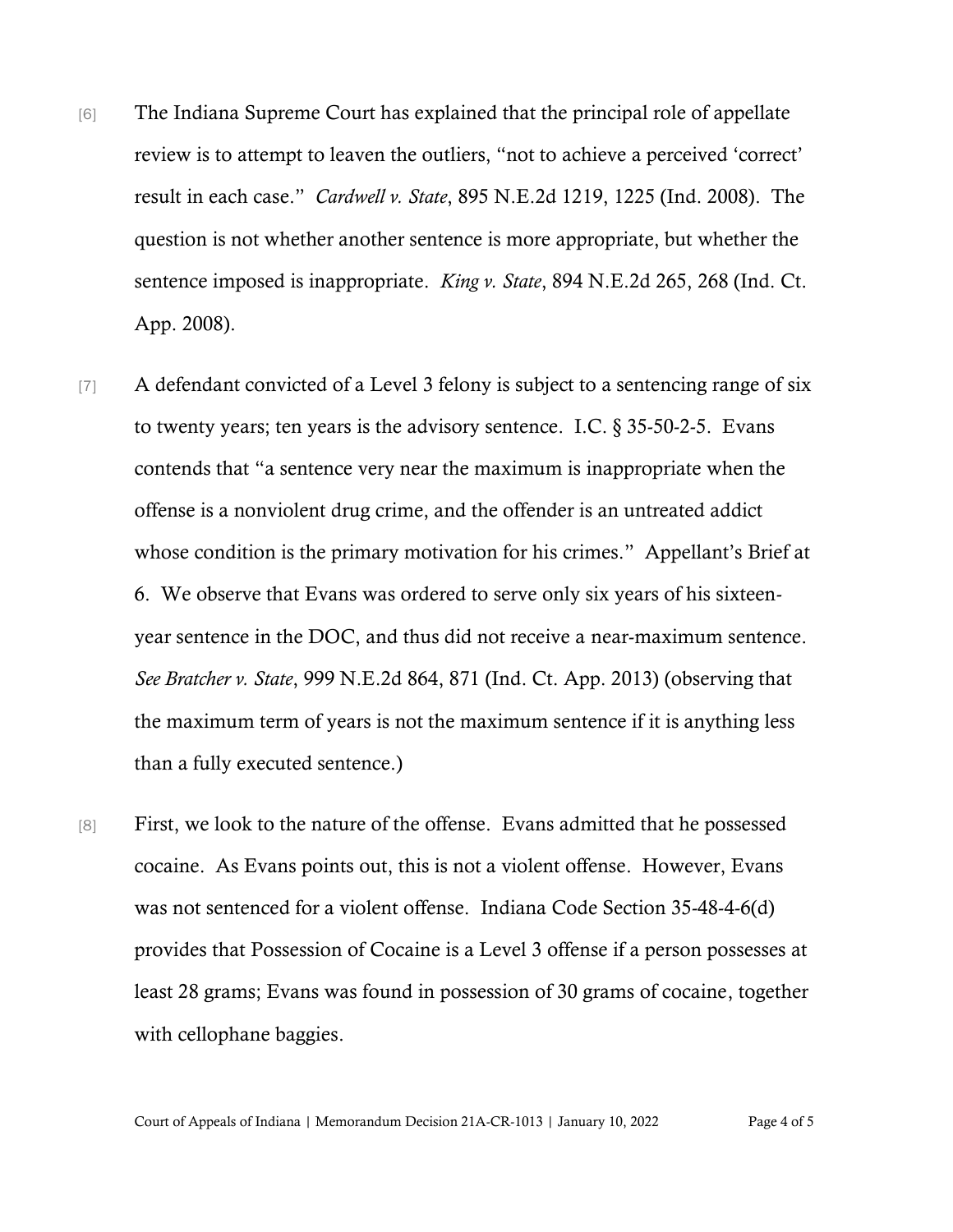[6] The Indiana Supreme Court has explained that the principal role of appellate review is to attempt to leaven the outliers, "not to achieve a perceived 'correct' result in each case." *Cardwell v. State*, 895 N.E.2d 1219, 1225 (Ind. 2008). The question is not whether another sentence is more appropriate, but whether the sentence imposed is inappropriate. *King v. State*, 894 N.E.2d 265, 268 (Ind. Ct. App. 2008).

[7] A defendant convicted of a Level 3 felony is subject to a sentencing range of six to twenty years; ten years is the advisory sentence. I.C. § 35-50-2-5. Evans contends that "a sentence very near the maximum is inappropriate when the offense is a nonviolent drug crime, and the offender is an untreated addict whose condition is the primary motivation for his crimes." Appellant's Brief at 6. We observe that Evans was ordered to serve only six years of his sixteen-year sentence in the DOC, and thus did not receive a near-maximum sentence. *See Bratcher v. State*, 999 N.E.2d 864, 871 (Ind. Ct. App. 2013) (observing that the maximum term of years is not the maximum sentence if it is anything less than a fully executed sentence.)

[8] First, we look to the nature of the offense. Evans admitted that he possessed cocaine. As Evans points out, this is not a violent offense. However, Evans was not sentenced for a violent offense. Indiana Code Section 35-48-4-6(d) provides that Possession of Cocaine is a Level 3 offense if a person possesses at least 28 grams; Evans was found in possession of 30 grams of cocaine, together with cellophane baggies.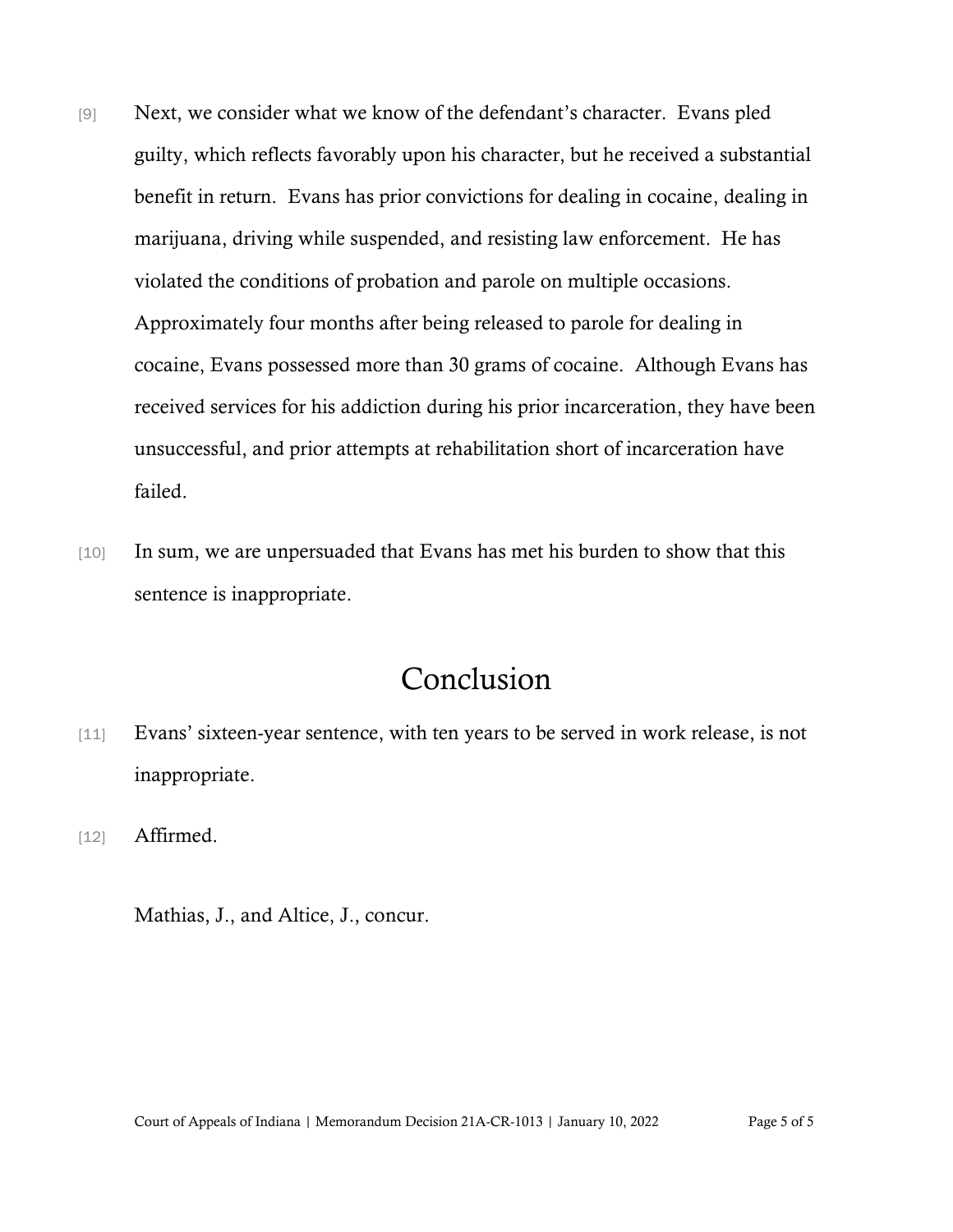[9] Next, we consider what we know of the defendant's character. Evans pled guilty, which reflects favorably upon his character, but he received a substantial benefit in return. Evans has prior convictions for dealing in cocaine, dealing in marijuana, driving while suspended, and resisting law enforcement. He has violated the conditions of probation and parole on multiple occasions. Approximately four months after being released to parole for dealing in cocaine, Evans possessed more than 30 grams of cocaine. Although Evans has received services for his addiction during his prior incarceration, they have been unsuccessful, and prior attempts at rehabilitation short of incarceration have failed.

[10] In sum, we are unpersuaded that Evans has met his burden to show that this sentence is inappropriate.

# Conclusion

[11] Evans' sixteen-year sentence, with ten years to be served in work release, is not inappropriate.

[12] Affirmed.

Mathias, J., and Altice, J., concur.